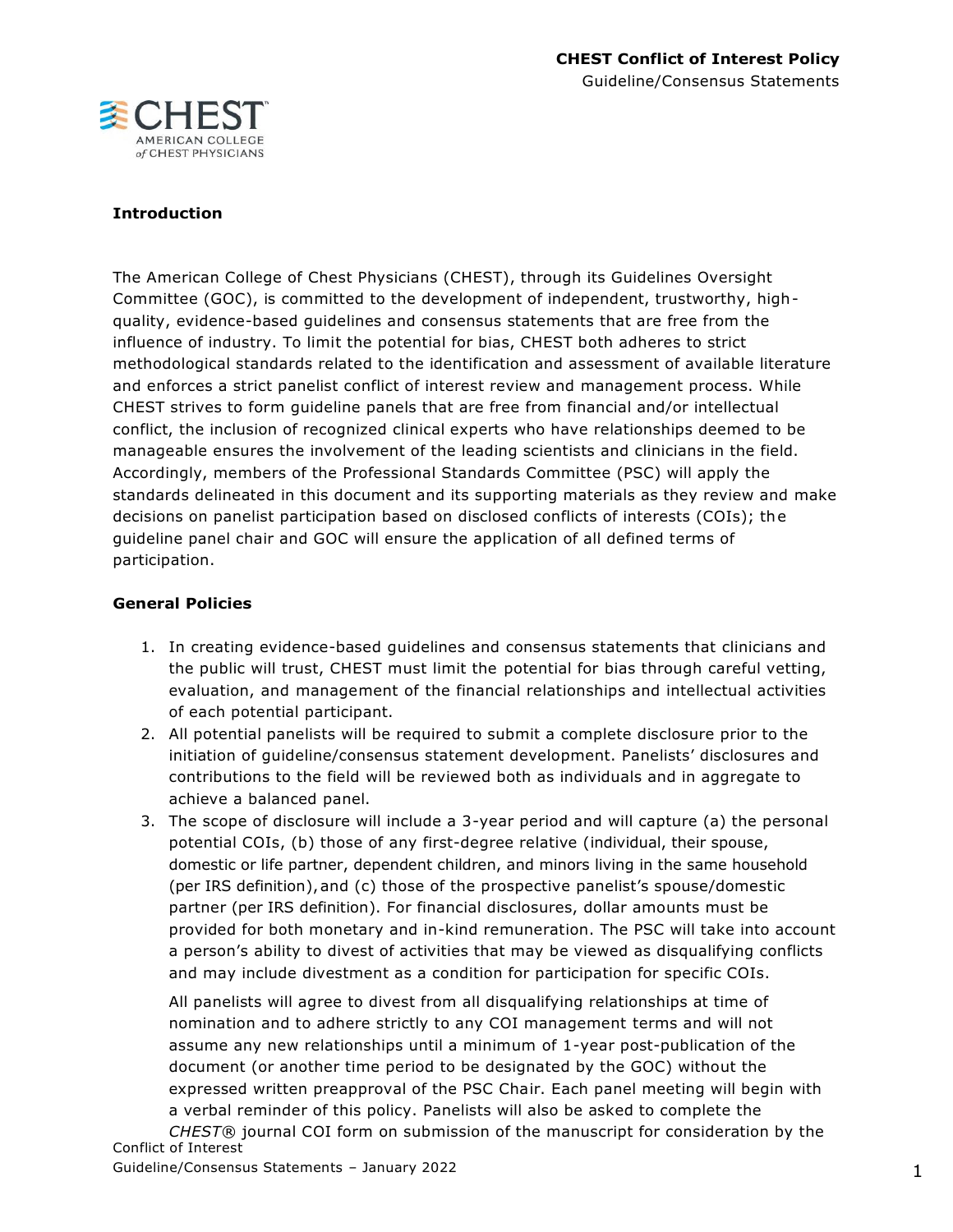## Introduction

The American College of Chest Physicians (CHEST), through its Guidelines Oversight Committee (GOC), is committed to the development of independent, trustworthy, high-quality, evidence-based guidelines and consensus statements that are free from the influence of industry. To limit the potential for bias, CHEST both adheres to strict methodological standards related to the identification and assessment of available literature and enforces a strict panelist conflict of interest review and management process. While CHEST strives to form guideline panels that are free from financial and/or intellectual conflict, the inclusion of recognized clinical experts who have relationships deemed to be manageable ensures the involvement of the leading scientists and clinicians in the field. Accordingly, members of the Professional Standards Committee (PSC) will apply the standards delineated in this document and its supporting materials as they review and make decisions on panelist participation based on disclosed conflicts of interests (COIs); the guideline panel chair and GOC will ensure the application of all defined terms of participation.

## General Policies

1. In creating evidence-based guidelines and consensus statements that clinicians and the public will trust, CHEST must limit the potential for bias through careful vetting, evaluation, and management of the financial relationships and intellectual activities of each potential participant.
2. All potential panelists will be required to submit a complete disclosure prior to the initiation of guideline/consensus statement development. Panelists' disclosures and contributions to the field will be reviewed both as individuals and in aggregate to achieve a balanced panel.
3. The scope of disclosure will include a 3-year period and will capture (a) the personal potential COIs, (b) those of any first-degree relative (individual, their spouse, domestic or life partner, dependent children, and minors living in the same household (per IRS definition), and (c) those of the prospective panelist's spouse/domestic partner (per IRS definition). For financial disclosures, dollar amounts must be provided for both monetary and in-kind remuneration. The PSC will take into account a person's ability to divest of activities that may be viewed as disqualifying conflicts and may include divestment as a condition for participation for specific COIs.

   All panelists will agree to divest from all disqualifying relationships at time of nomination and to adhere strictly to any COI management terms and will not assume any new relationships until a minimum of 1-year post-publication of the document (or another time period to be designated by the GOC) without the expressed written preapproval of the PSC Chair. Each panel meeting will begin with a verbal reminder of this policy. Panelists will also be asked to complete the *CHEST*® journal COI form on submission of the manuscript for consideration by the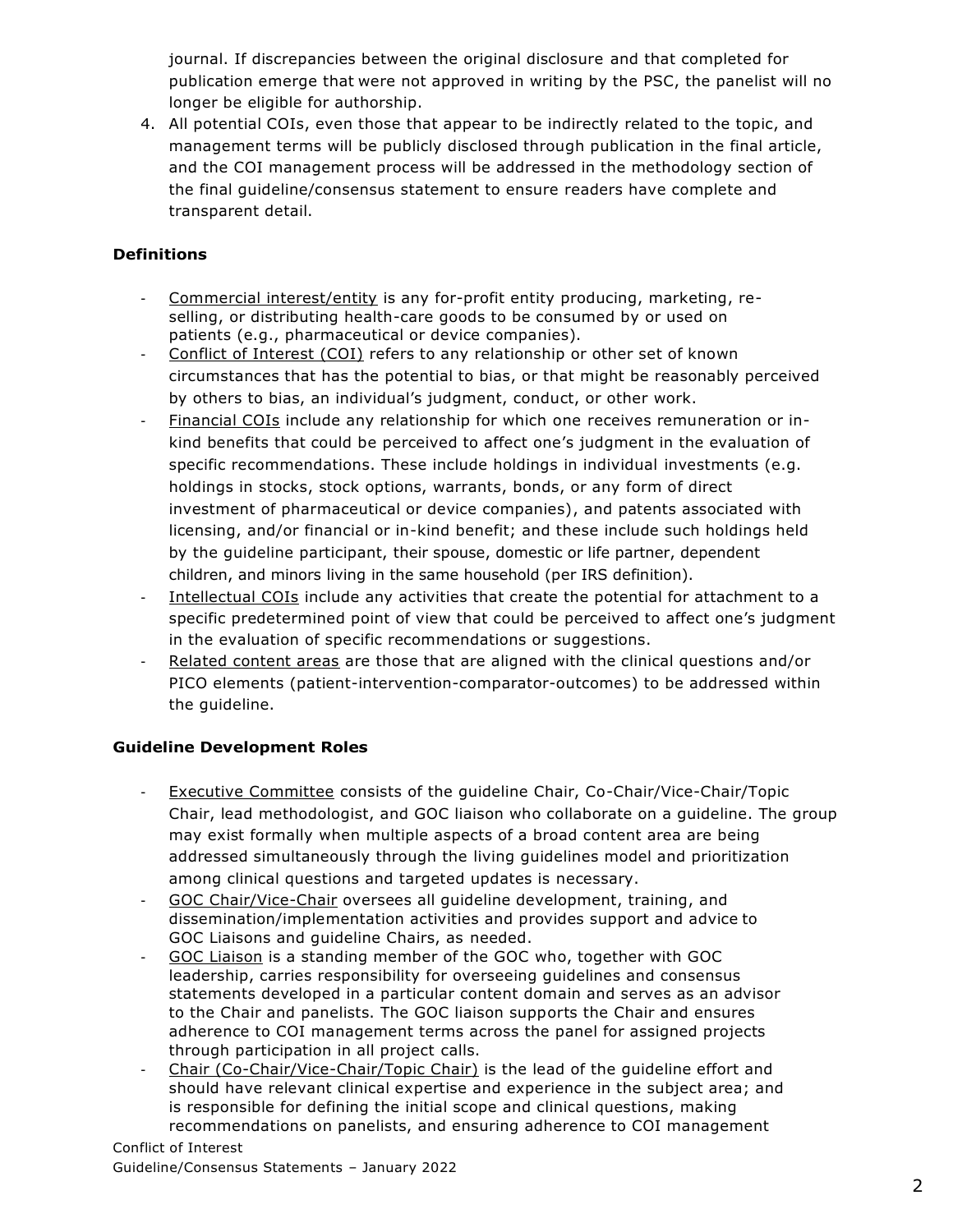journal. If discrepancies between the original disclosure and that completed for publication emerge that were not approved in writing by the PSC, the panelist will no longer be eligible for authorship.

4. All potential COIs, even those that appear to be indirectly related to the topic, and management terms will be publicly disclosed through publication in the final article, and the COI management process will be addressed in the methodology section of the final guideline/consensus statement to ensure readers have complete and transparent detail.

### Definitions

- Commercial interest/entity is any for-profit entity producing, marketing, re-selling, or distributing health-care goods to be consumed by or used on patients (e.g., pharmaceutical or device companies).
- Conflict of Interest (COI) refers to any relationship or other set of known circumstances that has the potential to bias, or that might be reasonably perceived by others to bias, an individual's judgment, conduct, or other work.
- Financial COIs include any relationship for which one receives remuneration or in-kind benefits that could be perceived to affect one's judgment in the evaluation of specific recommendations. These include holdings in individual investments (e.g. holdings in stocks, stock options, warrants, bonds, or any form of direct investment of pharmaceutical or device companies), and patents associated with licensing, and/or financial or in-kind benefit; and these include such holdings held by the guideline participant, their spouse, domestic or life partner, dependent children, and minors living in the same household (per IRS definition).
- Intellectual COIs include any activities that create the potential for attachment to a specific predetermined point of view that could be perceived to affect one's judgment in the evaluation of specific recommendations or suggestions.
- Related content areas are those that are aligned with the clinical questions and/or PICO elements (patient-intervention-comparator-outcomes) to be addressed within the guideline.

### Guideline Development Roles

- Executive Committee consists of the guideline Chair, Co-Chair/Vice-Chair/Topic Chair, lead methodologist, and GOC liaison who collaborate on a guideline. The group may exist formally when multiple aspects of a broad content area are being addressed simultaneously through the living guidelines model and prioritization among clinical questions and targeted updates is necessary.
- GOC Chair/Vice-Chair oversees all guideline development, training, and dissemination/implementation activities and provides support and advice to GOC Liaisons and guideline Chairs, as needed.
- GOC Liaison is a standing member of the GOC who, together with GOC leadership, carries responsibility for overseeing guidelines and consensus statements developed in a particular content domain and serves as an advisor to the Chair and panelists. The GOC liaison supports the Chair and ensures adherence to COI management terms across the panel for assigned projects through participation in all project calls.
- Chair (Co-Chair/Vice-Chair/Topic Chair) is the lead of the guideline effort and should have relevant clinical expertise and experience in the subject area; and is responsible for defining the initial scope and clinical questions, making recommendations on panelists, and ensuring adherence to COI management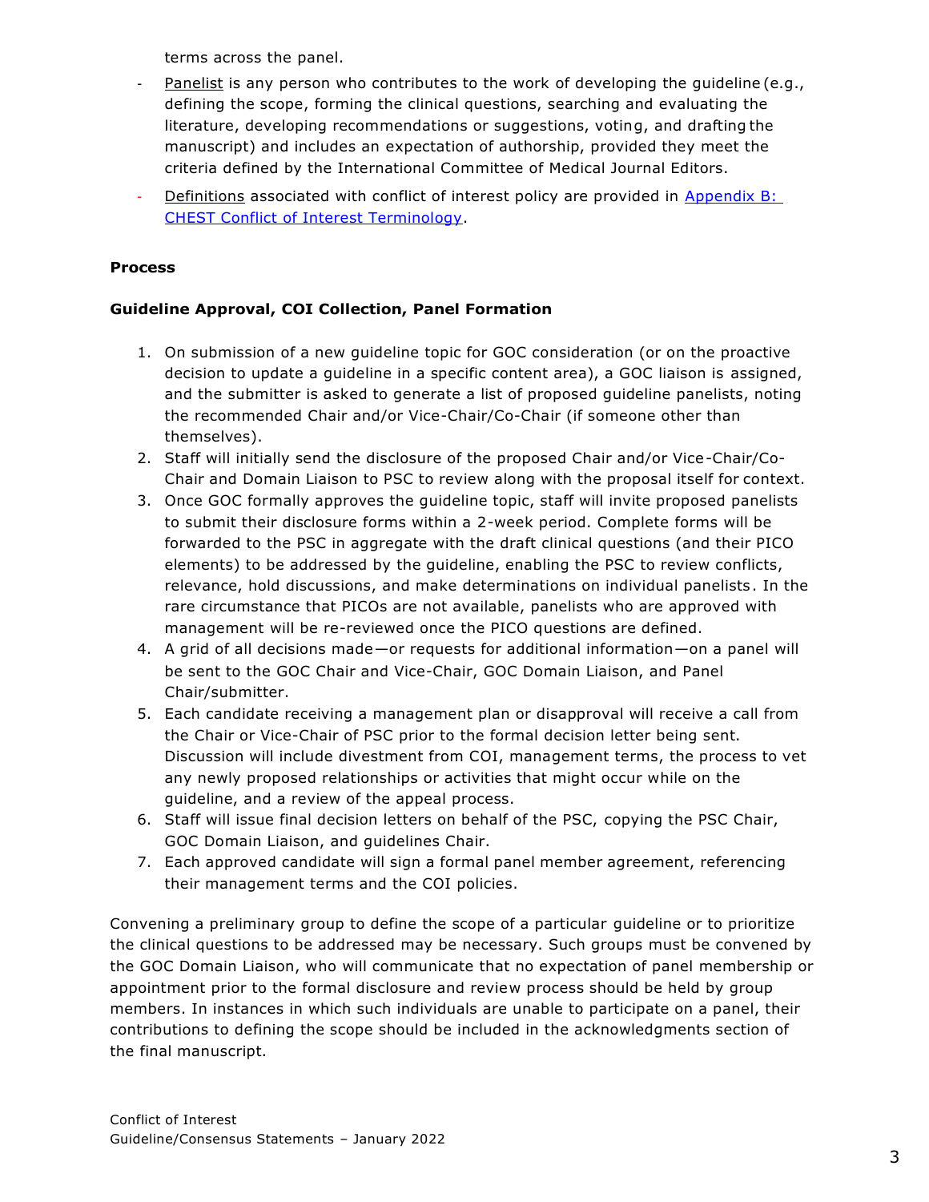terms across the panel.

- Panelist is any person who contributes to the work of developing the guideline (e.g., defining the scope, forming the clinical questions, searching and evaluating the literature, developing recommendations or suggestions, voting, and drafting the manuscript) and includes an expectation of authorship, provided they meet the criteria defined by the International Committee of Medical Journal Editors.
- Definitions associated with conflict of interest policy are provided in Appendix B: CHEST Conflict of Interest Terminology.

**Process**

**Guideline Approval, COI Collection, Panel Formation**

1. On submission of a new guideline topic for GOC consideration (or on the proactive decision to update a guideline in a specific content area), a GOC liaison is assigned, and the submitter is asked to generate a list of proposed guideline panelists, noting the recommended Chair and/or Vice-Chair/Co-Chair (if someone other than themselves).
2. Staff will initially send the disclosure of the proposed Chair and/or Vice-Chair/Co-Chair and Domain Liaison to PSC to review along with the proposal itself for context.
3. Once GOC formally approves the guideline topic, staff will invite proposed panelists to submit their disclosure forms within a 2-week period. Complete forms will be forwarded to the PSC in aggregate with the draft clinical questions (and their PICO elements) to be addressed by the guideline, enabling the PSC to review conflicts, relevance, hold discussions, and make determinations on individual panelists. In the rare circumstance that PICOs are not available, panelists who are approved with management will be re-reviewed once the PICO questions are defined.
4. A grid of all decisions made—or requests for additional information—on a panel will be sent to the GOC Chair and Vice-Chair, GOC Domain Liaison, and Panel Chair/submitter.
5. Each candidate receiving a management plan or disapproval will receive a call from the Chair or Vice-Chair of PSC prior to the formal decision letter being sent. Discussion will include divestment from COI, management terms, the process to vet any newly proposed relationships or activities that might occur while on the guideline, and a review of the appeal process.
6. Staff will issue final decision letters on behalf of the PSC, copying the PSC Chair, GOC Domain Liaison, and guidelines Chair.
7. Each approved candidate will sign a formal panel member agreement, referencing their management terms and the COI policies.

Convening a preliminary group to define the scope of a particular guideline or to prioritize the clinical questions to be addressed may be necessary. Such groups must be convened by the GOC Domain Liaison, who will communicate that no expectation of panel membership or appointment prior to the formal disclosure and review process should be held by group members. In instances in which such individuals are unable to participate on a panel, their contributions to defining the scope should be included in the acknowledgments section of the final manuscript.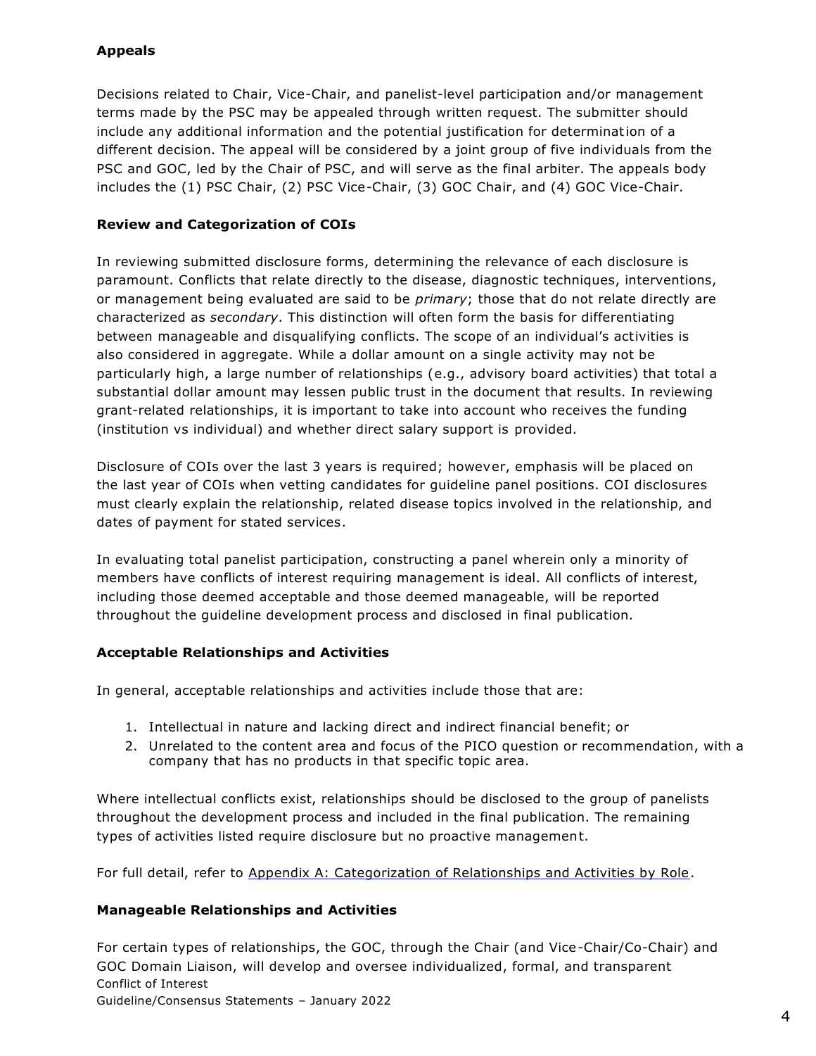**Appeals**

Decisions related to Chair, Vice-Chair, and panelist-level participation and/or management terms made by the PSC may be appealed through written request. The submitter should include any additional information and the potential justification for determination of a different decision. The appeal will be considered by a joint group of five individuals from the PSC and GOC, led by the Chair of PSC, and will serve as the final arbiter. The appeals body includes the (1) PSC Chair, (2) PSC Vice-Chair, (3) GOC Chair, and (4) GOC Vice-Chair.

**Review and Categorization of COIs**

In reviewing submitted disclosure forms, determining the relevance of each disclosure is paramount. Conflicts that relate directly to the disease, diagnostic techniques, interventions, or management being evaluated are said to be *primary*; those that do not relate directly are characterized as *secondary*. This distinction will often form the basis for differentiating between manageable and disqualifying conflicts. The scope of an individual's activities is also considered in aggregate. While a dollar amount on a single activity may not be particularly high, a large number of relationships (e.g., advisory board activities) that total a substantial dollar amount may lessen public trust in the document that results. In reviewing grant-related relationships, it is important to take into account who receives the funding (institution vs individual) and whether direct salary support is provided.

Disclosure of COIs over the last 3 years is required; however, emphasis will be placed on the last year of COIs when vetting candidates for guideline panel positions. COI disclosures must clearly explain the relationship, related disease topics involved in the relationship, and dates of payment for stated services.

In evaluating total panelist participation, constructing a panel wherein only a minority of members have conflicts of interest requiring management is ideal. All conflicts of interest, including those deemed acceptable and those deemed manageable, will be reported throughout the guideline development process and disclosed in final publication.

**Acceptable Relationships and Activities**

In general, acceptable relationships and activities include those that are:

1. Intellectual in nature and lacking direct and indirect financial benefit; or
2. Unrelated to the content area and focus of the PICO question or recommendation, with a company that has no products in that specific topic area.

Where intellectual conflicts exist, relationships should be disclosed to the group of panelists throughout the development process and included in the final publication. The remaining types of activities listed require disclosure but no proactive management.

For full detail, refer to Appendix A: Categorization of Relationships and Activities by Role.

**Manageable Relationships and Activities**

For certain types of relationships, the GOC, through the Chair (and Vice-Chair/Co-Chair) and GOC Domain Liaison, will develop and oversee individualized, formal, and transparent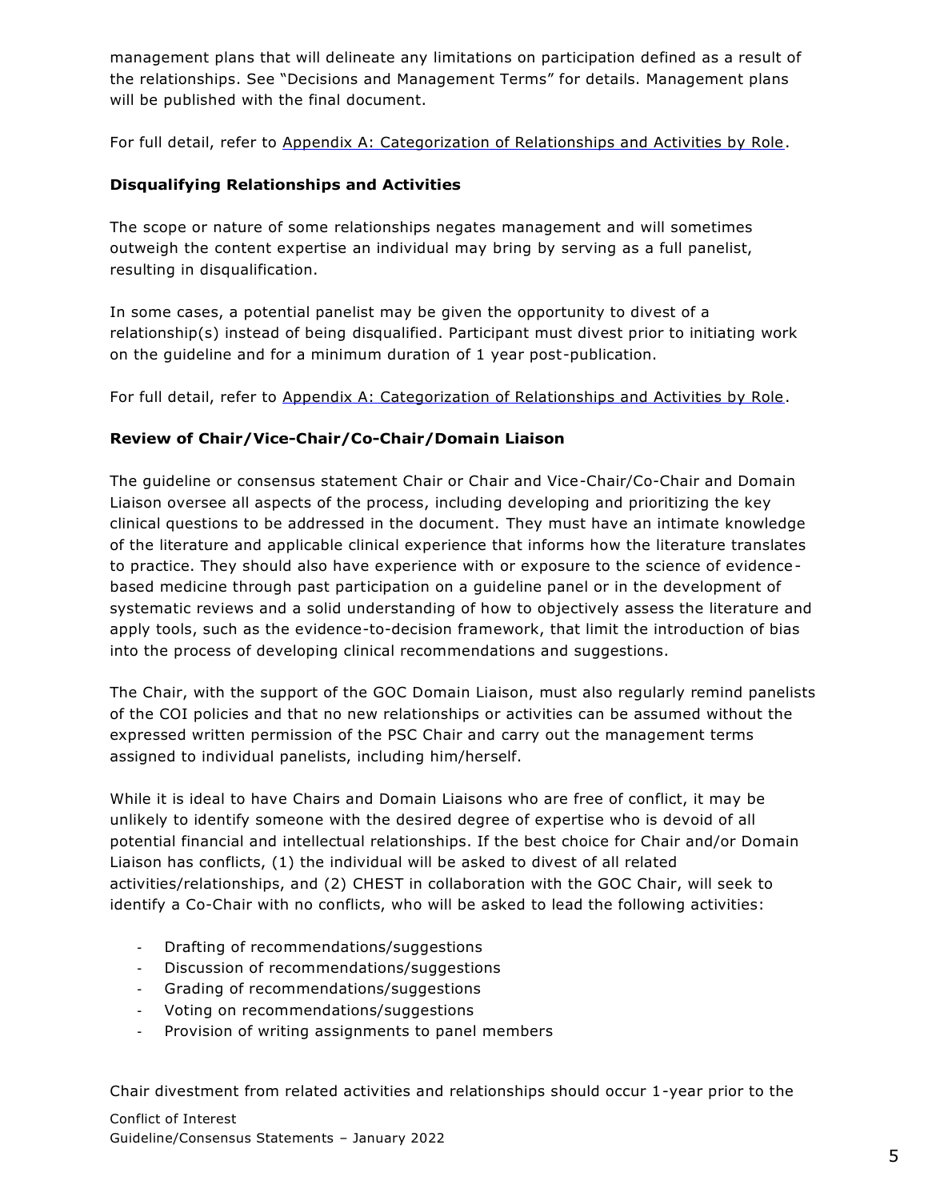management plans that will delineate any limitations on participation defined as a result of the relationships. See "Decisions and Management Terms" for details. Management plans will be published with the final document.

For full detail, refer to Appendix A: Categorization of Relationships and Activities by Role.

### Disqualifying Relationships and Activities

The scope or nature of some relationships negates management and will sometimes outweigh the content expertise an individual may bring by serving as a full panelist, resulting in disqualification.

In some cases, a potential panelist may be given the opportunity to divest of a relationship(s) instead of being disqualified. Participant must divest prior to initiating work on the guideline and for a minimum duration of 1 year post-publication.

For full detail, refer to Appendix A: Categorization of Relationships and Activities by Role.

### Review of Chair/Vice-Chair/Co-Chair/Domain Liaison

The guideline or consensus statement Chair or Chair and Vice-Chair/Co-Chair and Domain Liaison oversee all aspects of the process, including developing and prioritizing the key clinical questions to be addressed in the document. They must have an intimate knowledge of the literature and applicable clinical experience that informs how the literature translates to practice. They should also have experience with or exposure to the science of evidence-based medicine through past participation on a guideline panel or in the development of systematic reviews and a solid understanding of how to objectively assess the literature and apply tools, such as the evidence-to-decision framework, that limit the introduction of bias into the process of developing clinical recommendations and suggestions.

The Chair, with the support of the GOC Domain Liaison, must also regularly remind panelists of the COI policies and that no new relationships or activities can be assumed without the expressed written permission of the PSC Chair and carry out the management terms assigned to individual panelists, including him/herself.

While it is ideal to have Chairs and Domain Liaisons who are free of conflict, it may be unlikely to identify someone with the desired degree of expertise who is devoid of all potential financial and intellectual relationships. If the best choice for Chair and/or Domain Liaison has conflicts, (1) the individual will be asked to divest of all related activities/relationships, and (2) CHEST in collaboration with the GOC Chair, will seek to identify a Co-Chair with no conflicts, who will be asked to lead the following activities:

- Drafting of recommendations/suggestions
- Discussion of recommendations/suggestions
- Grading of recommendations/suggestions
- Voting on recommendations/suggestions
- Provision of writing assignments to panel members

Chair divestment from related activities and relationships should occur 1-year prior to the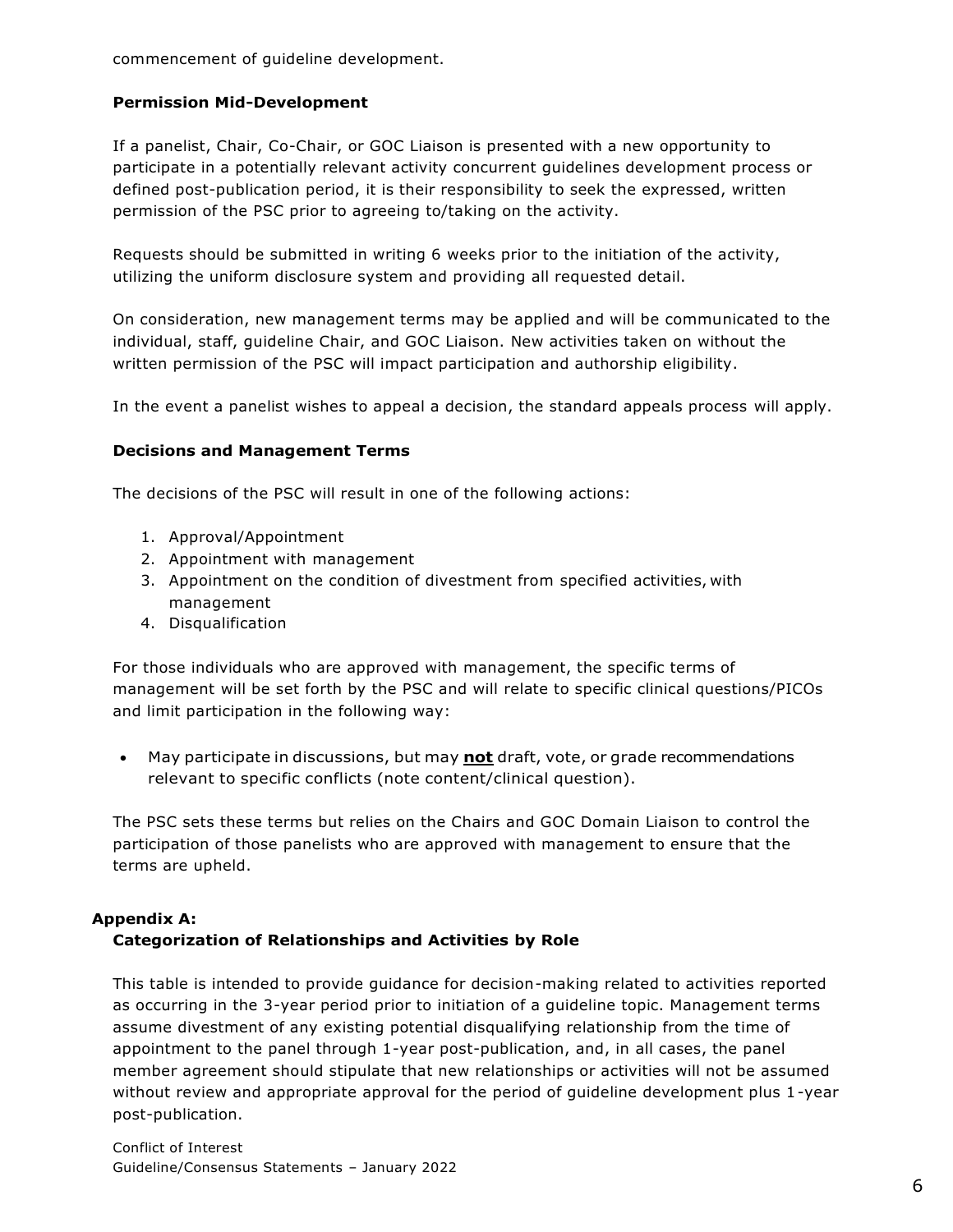commencement of guideline development.

**Permission Mid-Development**

If a panelist, Chair, Co-Chair, or GOC Liaison is presented with a new opportunity to participate in a potentially relevant activity concurrent guidelines development process or defined post-publication period, it is their responsibility to seek the expressed, written permission of the PSC prior to agreeing to/taking on the activity.

Requests should be submitted in writing 6 weeks prior to the initiation of the activity, utilizing the uniform disclosure system and providing all requested detail.

On consideration, new management terms may be applied and will be communicated to the individual, staff, guideline Chair, and GOC Liaison. New activities taken on without the written permission of the PSC will impact participation and authorship eligibility.

In the event a panelist wishes to appeal a decision, the standard appeals process will apply.

**Decisions and Management Terms**

The decisions of the PSC will result in one of the following actions:

1. Approval/Appointment
2. Appointment with management
3. Appointment on the condition of divestment from specified activities, with management
4. Disqualification

For those individuals who are approved with management, the specific terms of management will be set forth by the PSC and will relate to specific clinical questions/PICOs and limit participation in the following way:

- May participate in discussions, but may **not** draft, vote, or grade recommendations relevant to specific conflicts (note content/clinical question).

The PSC sets these terms but relies on the Chairs and GOC Domain Liaison to control the participation of those panelists who are approved with management to ensure that the terms are upheld.

## Appendix A:
### Categorization of Relationships and Activities by Role

This table is intended to provide guidance for decision-making related to activities reported as occurring in the 3-year period prior to initiation of a guideline topic. Management terms assume divestment of any existing potential disqualifying relationship from the time of appointment to the panel through 1-year post-publication, and, in all cases, the panel member agreement should stipulate that new relationships or activities will not be assumed without review and appropriate approval for the period of guideline development plus 1-year post-publication.

Conflict of Interest
Guideline/Consensus Statements – January 2022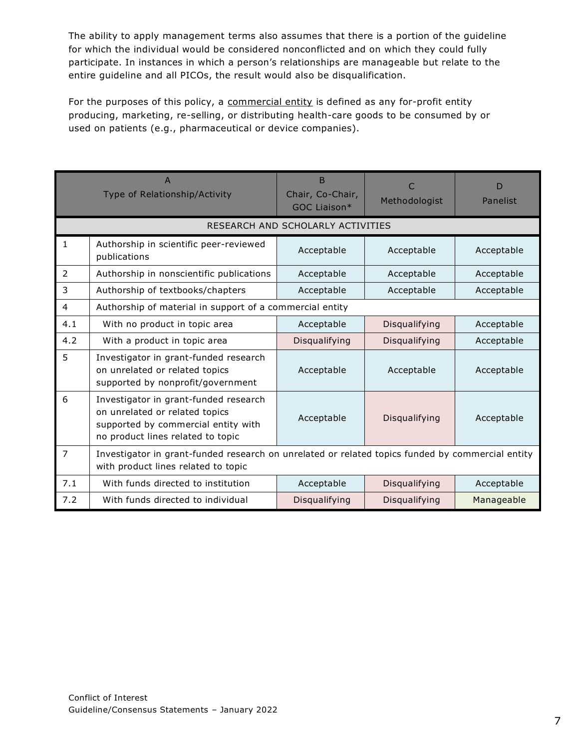The ability to apply management terms also assumes that there is a portion of the guideline for which the individual would be considered nonconflicted and on which they could fully participate. In instances in which a person's relationships are manageable but relate to the entire guideline and all PICOs, the result would also be disqualification.

For the purposes of this policy, a commercial entity is defined as any for-profit entity producing, marketing, re-selling, or distributing health-care goods to be consumed by or used on patients (e.g., pharmaceutical or device companies).

| | A<br>Type of Relationship/Activity | B<br>Chair, Co-Chair, GOC Liaison* | C<br>Methodologist | D<br>Panelist |
|---|---|---|---|---|
| RESEARCH AND SCHOLARLY ACTIVITIES | | | | |
| 1 | Authorship in scientific peer-reviewed publications | Acceptable | Acceptable | Acceptable |
| 2 | Authorship in nonscientific publications | Acceptable | Acceptable | Acceptable |
| 3 | Authorship of textbooks/chapters | Acceptable | Acceptable | Acceptable |
| 4 | Authorship of material in support of a commercial entity | | | |
| 4.1 | With no product in topic area | Acceptable | Disqualifying | Acceptable |
| 4.2 | With a product in topic area | Disqualifying | Disqualifying | Acceptable |
| 5 | Investigator in grant-funded research on unrelated or related topics supported by nonprofit/government | Acceptable | Acceptable | Acceptable |
| 6 | Investigator in grant-funded research on unrelated or related topics supported by commercial entity with no product lines related to topic | Acceptable | Disqualifying | Acceptable |
| 7 | Investigator in grant-funded research on unrelated or related topics funded by commercial entity with product lines related to topic | | | |
| 7.1 | With funds directed to institution | Acceptable | Disqualifying | Acceptable |
| 7.2 | With funds directed to individual | Disqualifying | Disqualifying | Manageable |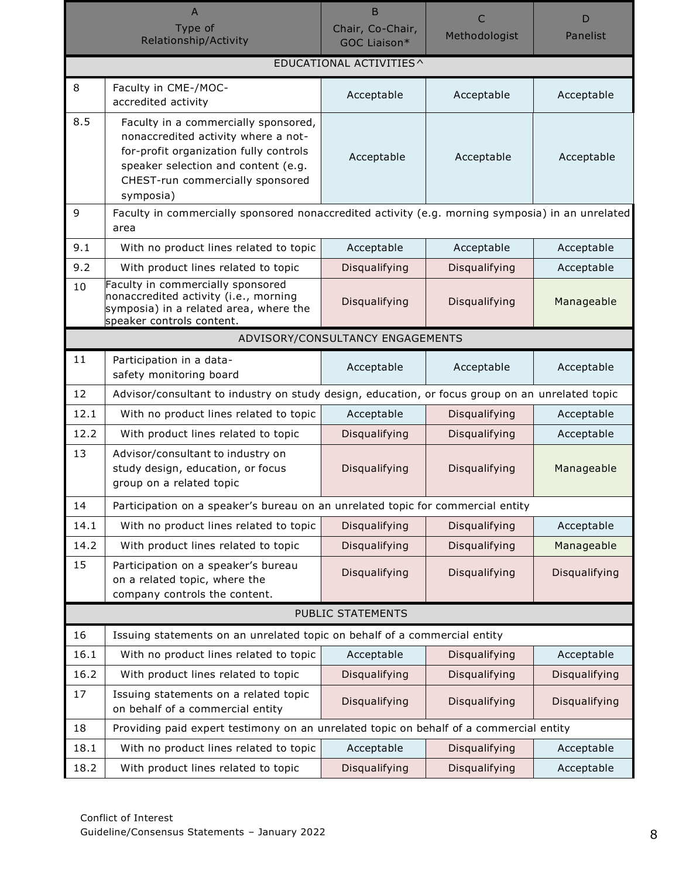| | A<br>Type of Relationship/Activity | B<br>Chair, Co-Chair, GOC Liaison* | C<br>Methodologist | D<br>Panelist |
|---|---|---|---|---|
| | EDUCATIONAL ACTIVITIES^ | | | |
| 8 | Faculty in CME-/MOC-accredited activity | Acceptable | Acceptable | Acceptable |
| 8.5 | Faculty in a commercially sponsored, nonaccredited activity where a not-for-profit organization fully controls speaker selection and content (e.g. CHEST-run commercially sponsored symposia) | Acceptable | Acceptable | Acceptable |
| 9 | Faculty in commercially sponsored nonaccredited activity (e.g. morning symposia) in an unrelated area | | | |
| 9.1 | With no product lines related to topic | Acceptable | Acceptable | Acceptable |
| 9.2 | With product lines related to topic | Disqualifying | Disqualifying | Acceptable |
| 10 | Faculty in commercially sponsored nonaccredited activity (i.e., morning symposia) in a related area, where the speaker controls content. | Disqualifying | Disqualifying | Manageable |
| | ADVISORY/CONSULTANCY ENGAGEMENTS | | | |
| 11 | Participation in a data-safety monitoring board | Acceptable | Acceptable | Acceptable |
| 12 | Advisor/consultant to industry on study design, education, or focus group on an unrelated topic | | | |
| 12.1 | With no product lines related to topic | Acceptable | Disqualifying | Acceptable |
| 12.2 | With product lines related to topic | Disqualifying | Disqualifying | Acceptable |
| 13 | Advisor/consultant to industry on study design, education, or focus group on a related topic | Disqualifying | Disqualifying | Manageable |
| 14 | Participation on a speaker's bureau on an unrelated topic for commercial entity | | | |
| 14.1 | With no product lines related to topic | Disqualifying | Disqualifying | Acceptable |
| 14.2 | With product lines related to topic | Disqualifying | Disqualifying | Manageable |
| 15 | Participation on a speaker's bureau on a related topic, where the company controls the content. | Disqualifying | Disqualifying | Disqualifying |
| | PUBLIC STATEMENTS | | | |
| 16 | Issuing statements on an unrelated topic on behalf of a commercial entity | | | |
| 16.1 | With no product lines related to topic | Acceptable | Disqualifying | Acceptable |
| 16.2 | With product lines related to topic | Disqualifying | Disqualifying | Disqualifying |
| 17 | Issuing statements on a related topic on behalf of a commercial entity | Disqualifying | Disqualifying | Disqualifying |
| 18 | Providing paid expert testimony on an unrelated topic on behalf of a commercial entity | | | |
| 18.1 | With no product lines related to topic | Acceptable | Disqualifying | Acceptable |
| 18.2 | With product lines related to topic | Disqualifying | Disqualifying | Acceptable |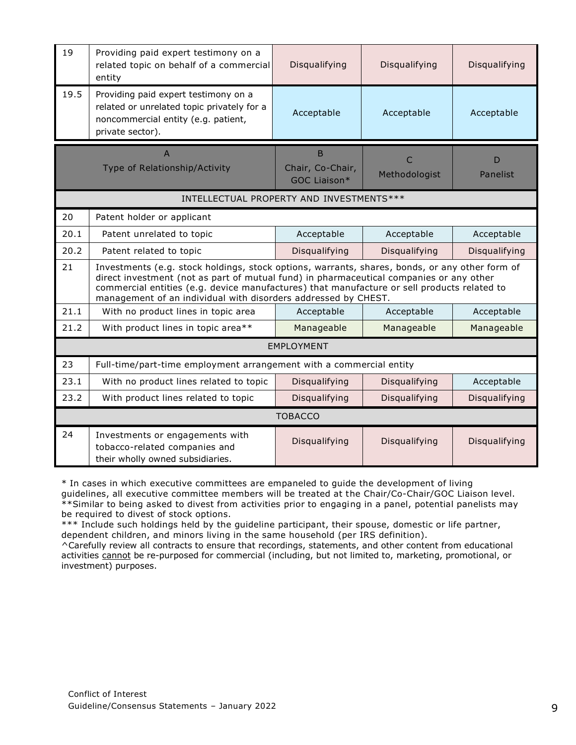| | | | | |
|---|---|---|---|---|
| 19 | Providing paid expert testimony on a related topic on behalf of a commercial entity | Disqualifying | Disqualifying | Disqualifying |
| 19.5 | Providing paid expert testimony on a related or unrelated topic privately for a noncommercial entity (e.g. patient, private sector). | Acceptable | Acceptable | Acceptable |

| | A<br>Type of Relationship/Activity | B<br>Chair, Co-Chair, GOC Liaison* | C<br>Methodologist | D<br>Panelist |
|---|---|---|---|---|
| | INTELLECTUAL PROPERTY AND INVESTMENTS*** | | | |
| 20 | Patent holder or applicant | | | |
| 20.1 | Patent unrelated to topic | Acceptable | Acceptable | Acceptable |
| 20.2 | Patent related to topic | Disqualifying | Disqualifying | Disqualifying |
| 21 | Investments (e.g. stock holdings, stock options, warrants, shares, bonds, or any other form of direct investment (not as part of mutual fund) in pharmaceutical companies or any other commercial entities (e.g. device manufactures) that manufacture or sell products related to management of an individual with disorders addressed by CHEST. | | | |
| 21.1 | With no product lines in topic area | Acceptable | Acceptable | Acceptable |
| 21.2 | With product lines in topic area** | Manageable | Manageable | Manageable |
| | EMPLOYMENT | | | |
| 23 | Full-time/part-time employment arrangement with a commercial entity | | | |
| 23.1 | With no product lines related to topic | Disqualifying | Disqualifying | Acceptable |
| 23.2 | With product lines related to topic | Disqualifying | Disqualifying | Disqualifying |
| | TOBACCO | | | |
| 24 | Investments or engagements with tobacco-related companies and their wholly owned subsidiaries. | Disqualifying | Disqualifying | Disqualifying |

* In cases in which executive committees are empaneled to guide the development of living guidelines, all executive committee members will be treated at the Chair/Co-Chair/GOC Liaison level.
**Similar to being asked to divest from activities prior to engaging in a panel, potential panelists may be required to divest of stock options.
*** Include such holdings held by the guideline participant, their spouse, domestic or life partner, dependent children, and minors living in the same household (per IRS definition).
^Carefully review all contracts to ensure that recordings, statements, and other content from educational activities cannot be re-purposed for commercial (including, but not limited to, marketing, promotional, or investment) purposes.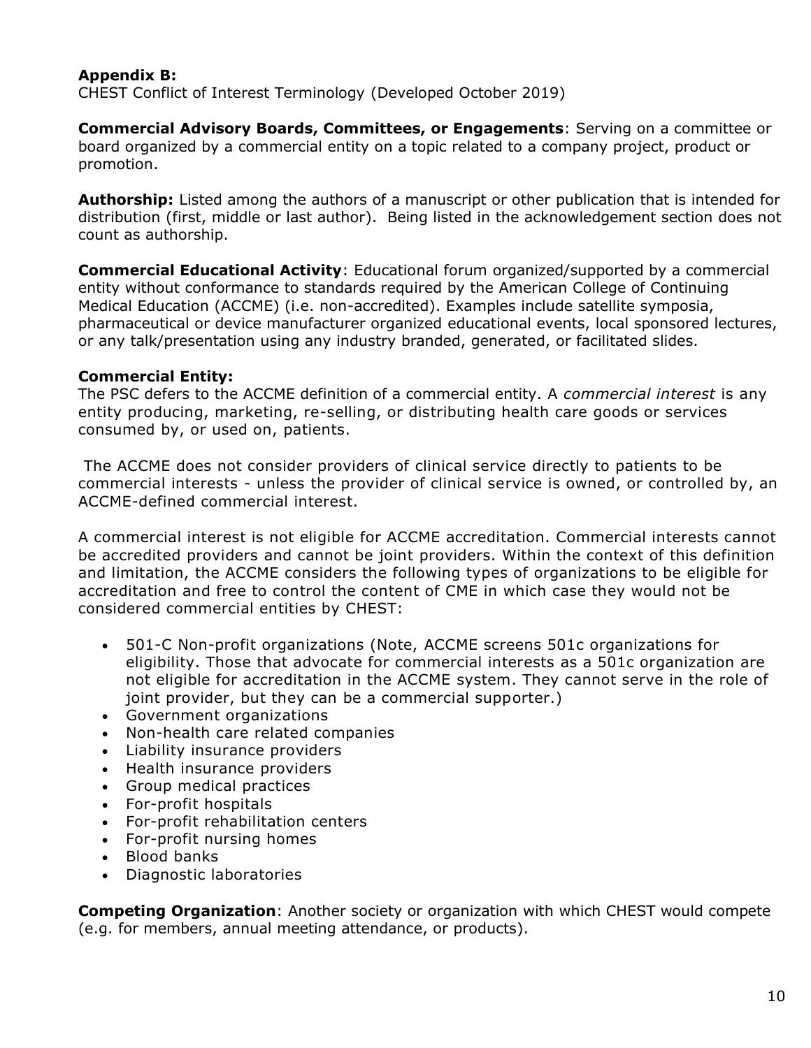**Appendix B:**
CHEST Conflict of Interest Terminology (Developed October 2019)

**Commercial Advisory Boards, Committees, or Engagements**: Serving on a committee or board organized by a commercial entity on a topic related to a company project, product or promotion.

**Authorship:** Listed among the authors of a manuscript or other publication that is intended for distribution (first, middle or last author). Being listed in the acknowledgement section does not count as authorship.

**Commercial Educational Activity**: Educational forum organized/supported by a commercial entity without conformance to standards required by the American College of Continuing Medical Education (ACCME) (i.e. non-accredited). Examples include satellite symposia, pharmaceutical or device manufacturer organized educational events, local sponsored lectures, or any talk/presentation using any industry branded, generated, or facilitated slides.

**Commercial Entity:**
The PSC defers to the ACCME definition of a commercial entity. A *commercial interest* is any entity producing, marketing, re-selling, or distributing health care goods or services consumed by, or used on, patients.

The ACCME does not consider providers of clinical service directly to patients to be commercial interests - unless the provider of clinical service is owned, or controlled by, an ACCME-defined commercial interest.

A commercial interest is not eligible for ACCME accreditation. Commercial interests cannot be accredited providers and cannot be joint providers. Within the context of this definition and limitation, the ACCME considers the following types of organizations to be eligible for accreditation and free to control the content of CME in which case they would not be considered commercial entities by CHEST:

- 501-C Non-profit organizations (Note, ACCME screens 501c organizations for eligibility. Those that advocate for commercial interests as a 501c organization are not eligible for accreditation in the ACCME system. They cannot serve in the role of joint provider, but they can be a commercial supporter.)
- Government organizations
- Non-health care related companies
- Liability insurance providers
- Health insurance providers
- Group medical practices
- For-profit hospitals
- For-profit rehabilitation centers
- For-profit nursing homes
- Blood banks
- Diagnostic laboratories

**Competing Organization**: Another society or organization with which CHEST would compete (e.g. for members, annual meeting attendance, or products).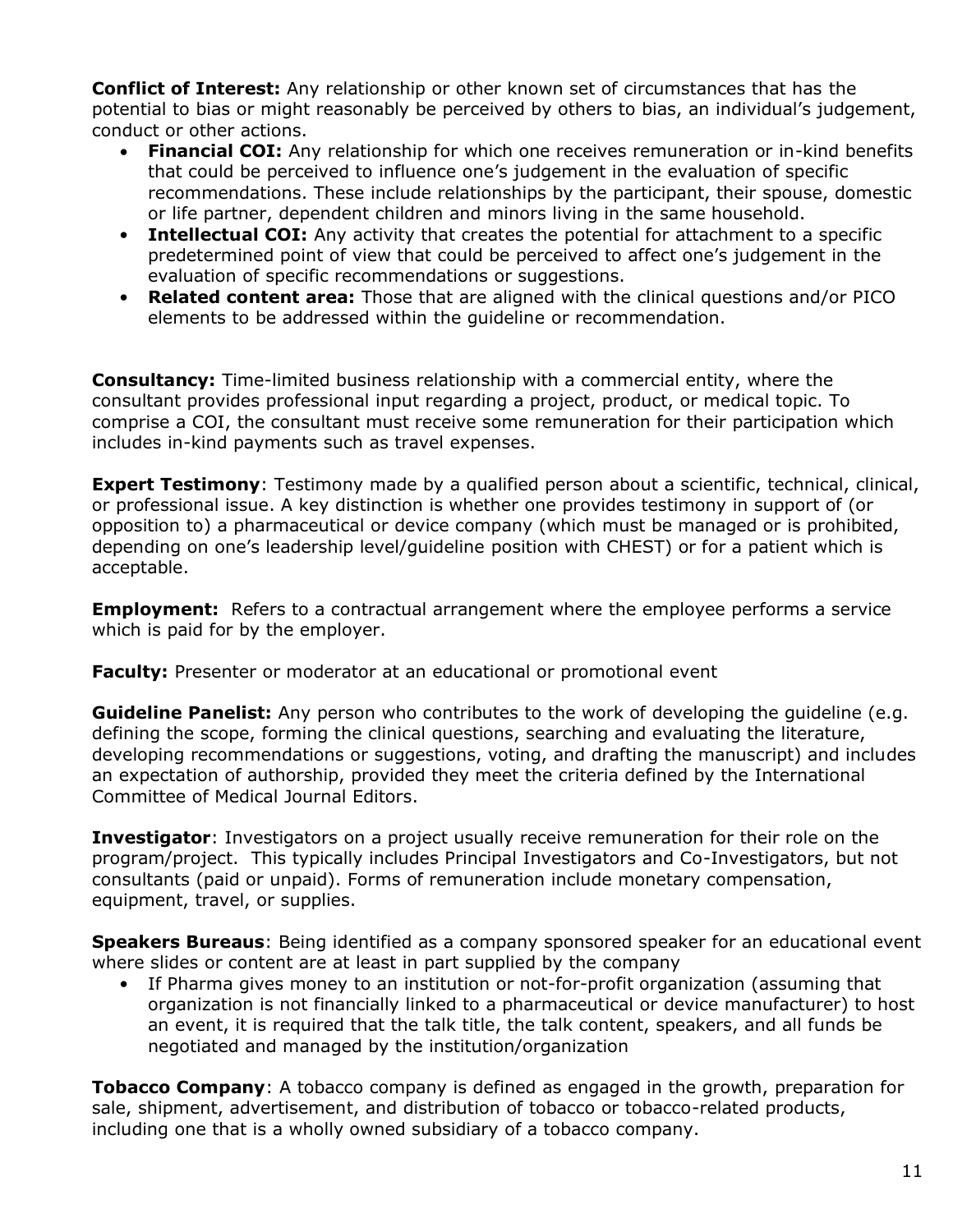**Conflict of Interest:** Any relationship or other known set of circumstances that has the potential to bias or might reasonably be perceived by others to bias, an individual's judgement, conduct or other actions.

- **Financial COI:** Any relationship for which one receives remuneration or in-kind benefits that could be perceived to influence one's judgement in the evaluation of specific recommendations. These include relationships by the participant, their spouse, domestic or life partner, dependent children and minors living in the same household.
- **Intellectual COI:** Any activity that creates the potential for attachment to a specific predetermined point of view that could be perceived to affect one's judgement in the evaluation of specific recommendations or suggestions.
- **Related content area:** Those that are aligned with the clinical questions and/or PICO elements to be addressed within the guideline or recommendation.

**Consultancy:** Time-limited business relationship with a commercial entity, where the consultant provides professional input regarding a project, product, or medical topic. To comprise a COI, the consultant must receive some remuneration for their participation which includes in-kind payments such as travel expenses.

**Expert Testimony**: Testimony made by a qualified person about a scientific, technical, clinical, or professional issue. A key distinction is whether one provides testimony in support of (or opposition to) a pharmaceutical or device company (which must be managed or is prohibited, depending on one's leadership level/guideline position with CHEST) or for a patient which is acceptable.

**Employment:** Refers to a contractual arrangement where the employee performs a service which is paid for by the employer.

**Faculty:** Presenter or moderator at an educational or promotional event

**Guideline Panelist:** Any person who contributes to the work of developing the guideline (e.g. defining the scope, forming the clinical questions, searching and evaluating the literature, developing recommendations or suggestions, voting, and drafting the manuscript) and includes an expectation of authorship, provided they meet the criteria defined by the International Committee of Medical Journal Editors.

**Investigator**: Investigators on a project usually receive remuneration for their role on the program/project. This typically includes Principal Investigators and Co-Investigators, but not consultants (paid or unpaid). Forms of remuneration include monetary compensation, equipment, travel, or supplies.

**Speakers Bureaus**: Being identified as a company sponsored speaker for an educational event where slides or content are at least in part supplied by the company

- If Pharma gives money to an institution or not-for-profit organization (assuming that organization is not financially linked to a pharmaceutical or device manufacturer) to host an event, it is required that the talk title, the talk content, speakers, and all funds be negotiated and managed by the institution/organization

**Tobacco Company**: A tobacco company is defined as engaged in the growth, preparation for sale, shipment, advertisement, and distribution of tobacco or tobacco-related products, including one that is a wholly owned subsidiary of a tobacco company.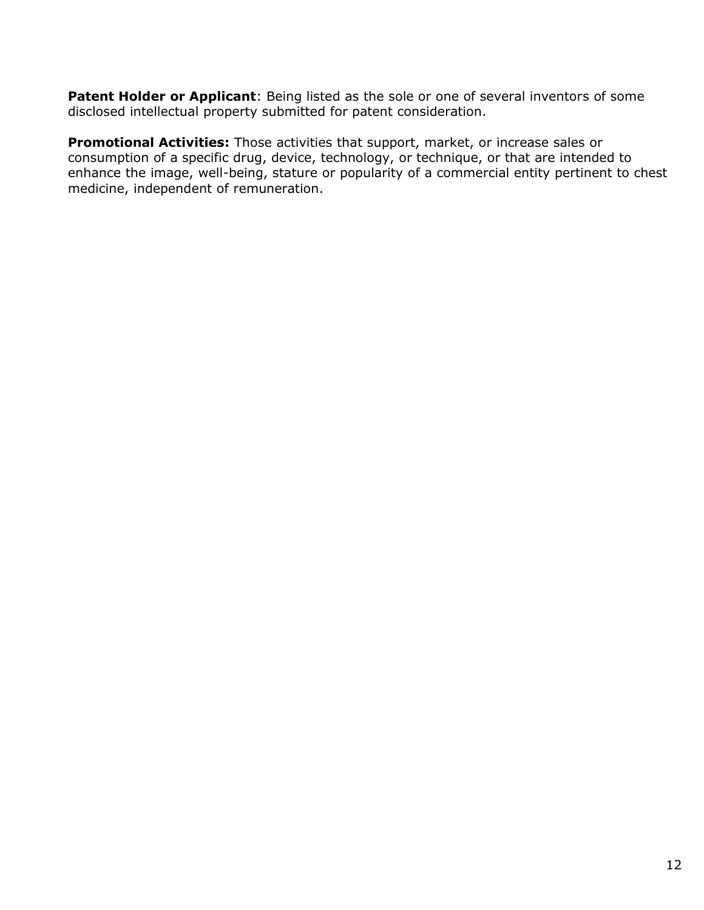**Patent Holder or Applicant**: Being listed as the sole or one of several inventors of some disclosed intellectual property submitted for patent consideration.

**Promotional Activities:** Those activities that support, market, or increase sales or consumption of a specific drug, device, technology, or technique, or that are intended to enhance the image, well-being, stature or popularity of a commercial entity pertinent to chest medicine, independent of remuneration.